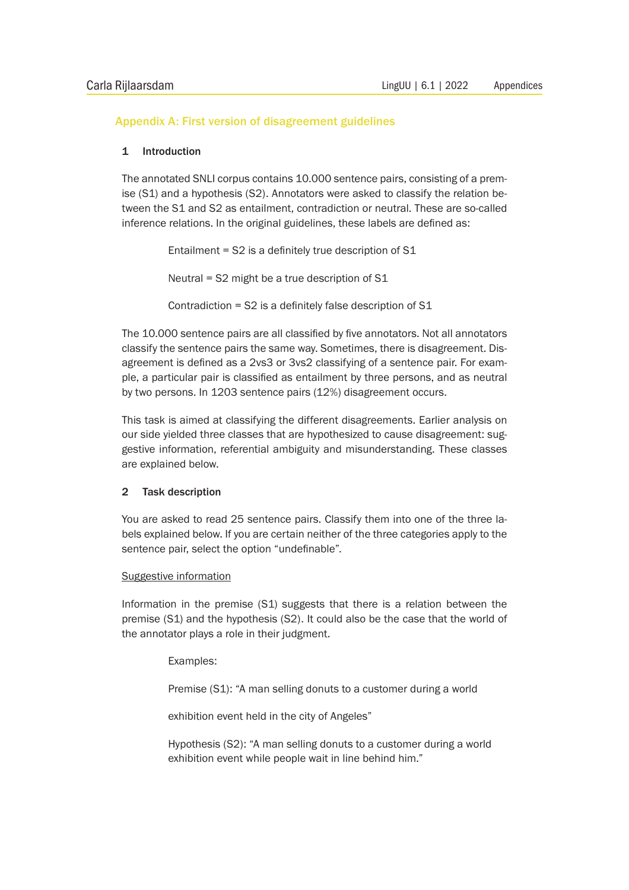## Appendix A: First version of disagreement guidelines

### 1 Introduction

The annotated SNLI corpus contains 10.000 sentence pairs, consisting of a premise (S1) and a hypothesis (S2). Annotators were asked to classify the relation between the S1 and S2 as entailment, contradiction or neutral. These are so-called inference relations. In the original guidelines, these labels are defined as:

> Entailment = S2 is a definitely true description of S1
>
> Neutral = S2 might be a true description of S1
>
> Contradiction = S2 is a definitely false description of S1

The 10.000 sentence pairs are all classified by five annotators. Not all annotators classify the sentence pairs the same way. Sometimes, there is disagreement. Disagreement is defined as a 2vs3 or 3vs2 classifying of a sentence pair. For example, a particular pair is classified as entailment by three persons, and as neutral by two persons. In 1203 sentence pairs (12%) disagreement occurs.

This task is aimed at classifying the different disagreements. Earlier analysis on our side yielded three classes that are hypothesized to cause disagreement: suggestive information, referential ambiguity and misunderstanding. These classes are explained below.

### 2 Task description

You are asked to read 25 sentence pairs. Classify them into one of the three labels explained below. If you are certain neither of the three categories apply to the sentence pair, select the option "undefinable".

<u>Suggestive information</u>

Information in the premise (S1) suggests that there is a relation between the premise (S1) and the hypothesis (S2). It could also be the case that the world of the annotator plays a role in their judgment.

> Examples:
>
> Premise (S1): "A man selling donuts to a customer during a world
>
> exhibition event held in the city of Angeles"
>
> Hypothesis (S2): "A man selling donuts to a customer during a world exhibition event while people wait in line behind him."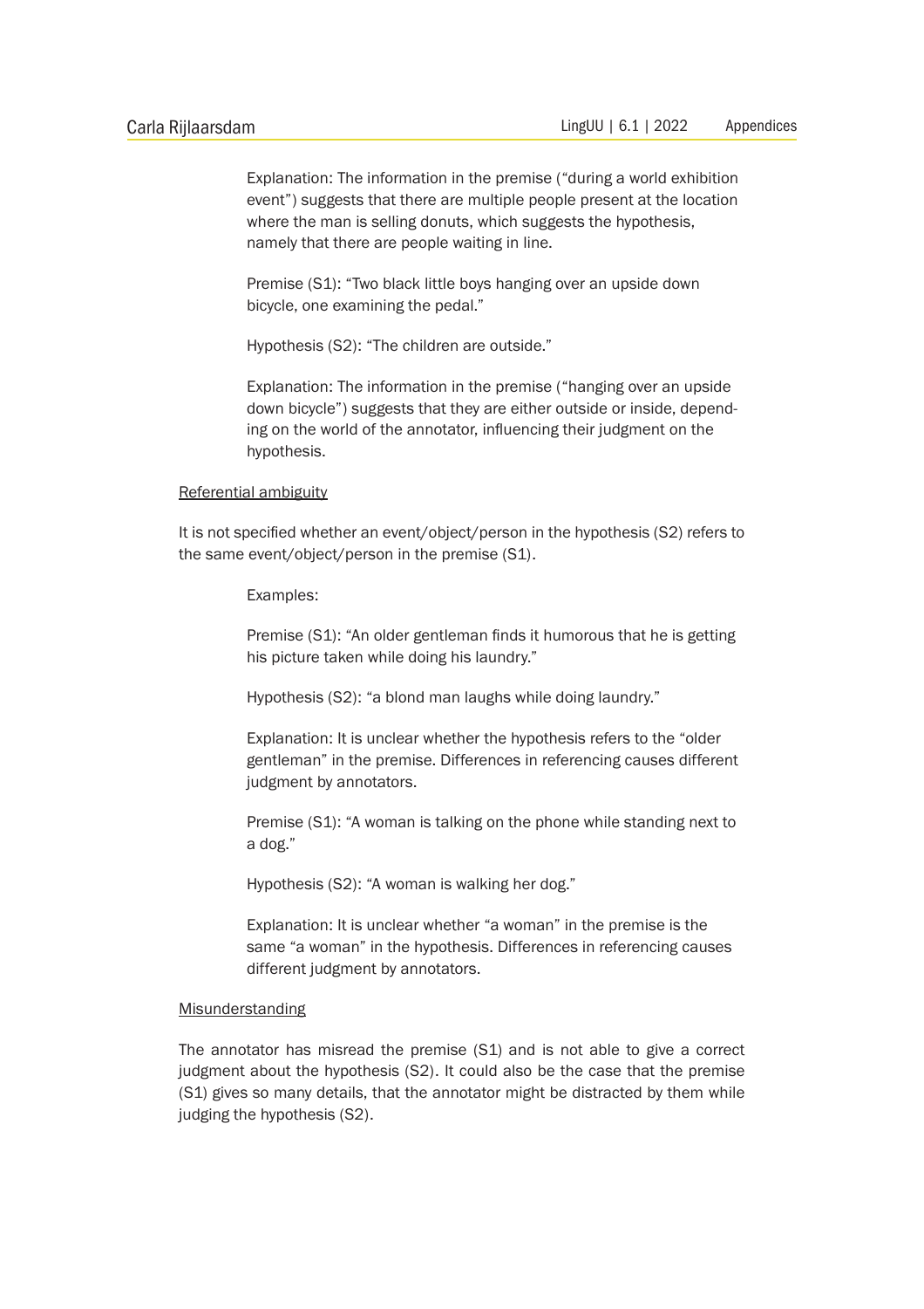Explanation: The information in the premise ("during a world exhibition event") suggests that there are multiple people present at the location where the man is selling donuts, which suggests the hypothesis, namely that there are people waiting in line.

Premise (S1): "Two black little boys hanging over an upside down bicycle, one examining the pedal."

Hypothesis (S2): "The children are outside."

Explanation: The information in the premise ("hanging over an upside down bicycle") suggests that they are either outside or inside, depending on the world of the annotator, influencing their judgment on the hypothesis.

<u>Referential ambiguity</u>

It is not specified whether an event/object/person in the hypothesis (S2) refers to the same event/object/person in the premise (S1).

Examples:

Premise (S1): "An older gentleman finds it humorous that he is getting his picture taken while doing his laundry."

Hypothesis (S2): "a blond man laughs while doing laundry."

Explanation: It is unclear whether the hypothesis refers to the "older gentleman" in the premise. Differences in referencing causes different judgment by annotators.

Premise (S1): "A woman is talking on the phone while standing next to a dog."

Hypothesis (S2): "A woman is walking her dog."

Explanation: It is unclear whether "a woman" in the premise is the same "a woman" in the hypothesis. Differences in referencing causes different judgment by annotators.

<u>Misunderstanding</u>

The annotator has misread the premise (S1) and is not able to give a correct judgment about the hypothesis (S2). It could also be the case that the premise (S1) gives so many details, that the annotator might be distracted by them while judging the hypothesis (S2).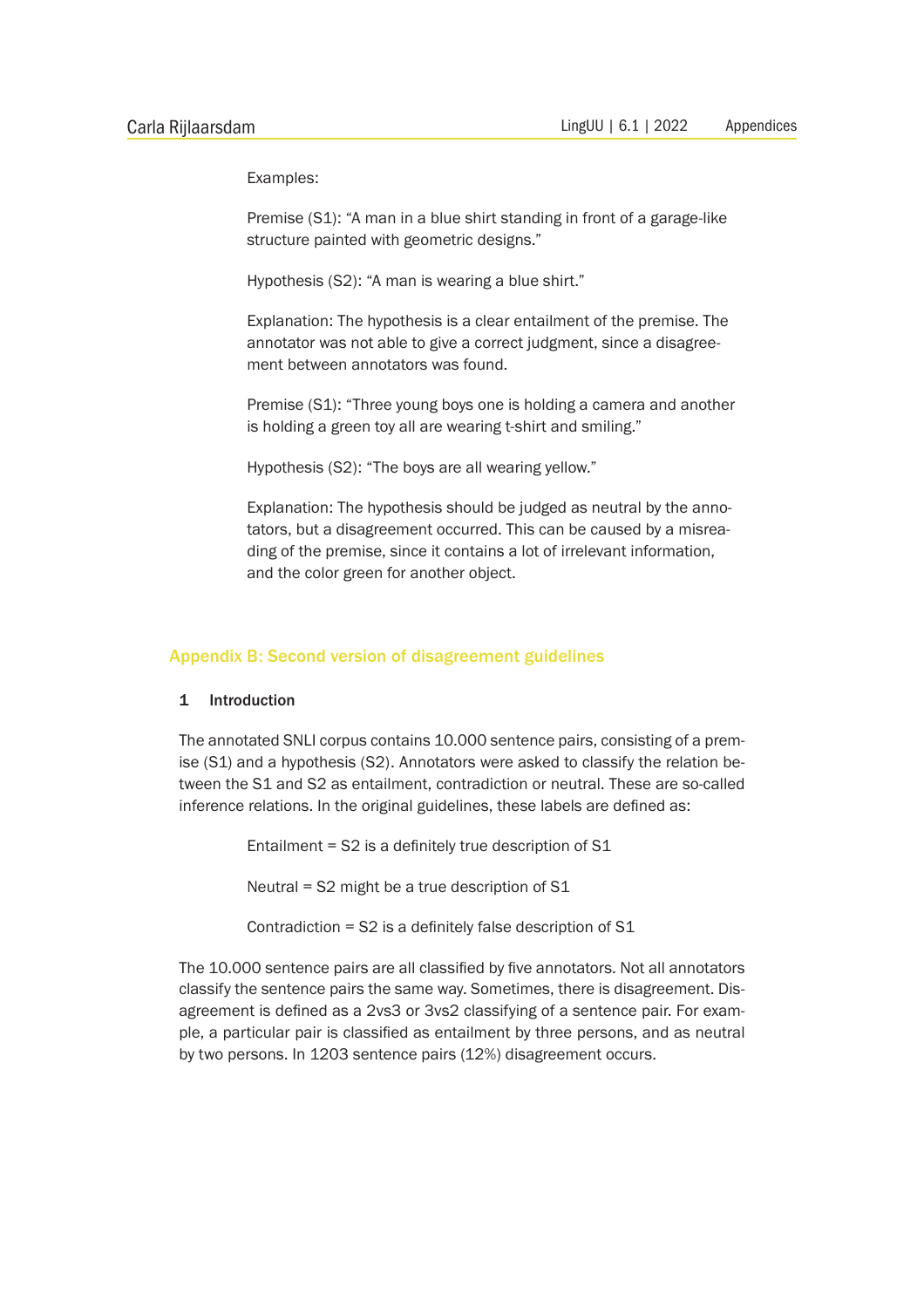Examples:

Premise (S1): "A man in a blue shirt standing in front of a garage-like structure painted with geometric designs."

Hypothesis (S2): "A man is wearing a blue shirt."

Explanation: The hypothesis is a clear entailment of the premise. The annotator was not able to give a correct judgment, since a disagreement between annotators was found.

Premise (S1): "Three young boys one is holding a camera and another is holding a green toy all are wearing t-shirt and smiling."

Hypothesis (S2): "The boys are all wearing yellow."

Explanation: The hypothesis should be judged as neutral by the annotators, but a disagreement occurred. This can be caused by a misreading of the premise, since it contains a lot of irrelevant information, and the color green for another object.

## Appendix B: Second version of disagreement guidelines

### 1 Introduction

The annotated SNLI corpus contains 10.000 sentence pairs, consisting of a premise (S1) and a hypothesis (S2). Annotators were asked to classify the relation between the S1 and S2 as entailment, contradiction or neutral. These are so-called inference relations. In the original guidelines, these labels are defined as:

Entailment = S2 is a definitely true description of S1

Neutral = S2 might be a true description of S1

Contradiction = S2 is a definitely false description of S1

The 10.000 sentence pairs are all classified by five annotators. Not all annotators classify the sentence pairs the same way. Sometimes, there is disagreement. Disagreement is defined as a 2vs3 or 3vs2 classifying of a sentence pair. For example, a particular pair is classified as entailment by three persons, and as neutral by two persons. In 1203 sentence pairs (12%) disagreement occurs.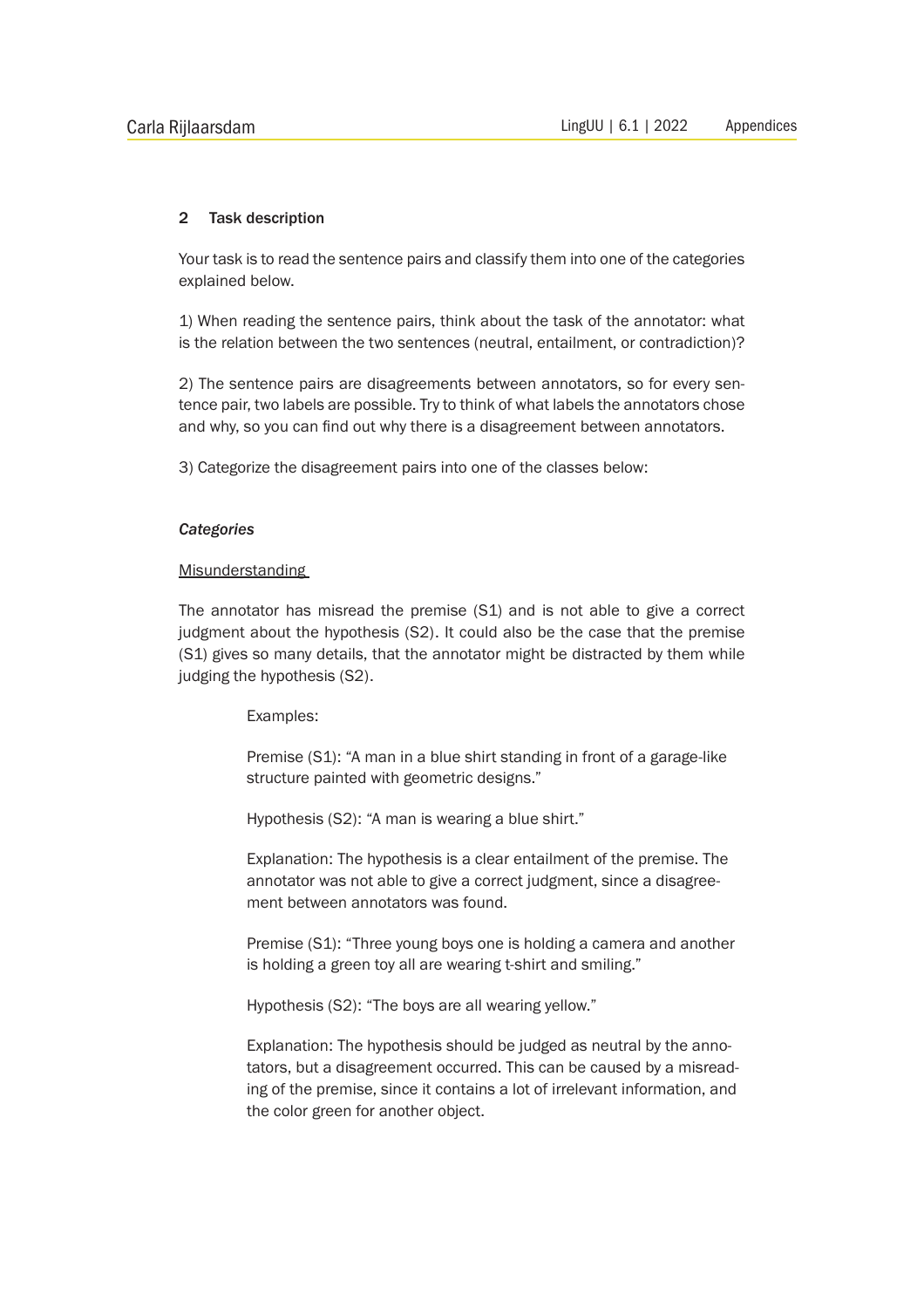## 2 Task description

Your task is to read the sentence pairs and classify them into one of the categories explained below.

1) When reading the sentence pairs, think about the task of the annotator: what is the relation between the two sentences (neutral, entailment, or contradiction)?

2) The sentence pairs are disagreements between annotators, so for every sentence pair, two labels are possible. Try to think of what labels the annotators chose and why, so you can find out why there is a disagreement between annotators.

3) Categorize the disagreement pairs into one of the classes below:

### *Categories*

Misunderstanding

The annotator has misread the premise (S1) and is not able to give a correct judgment about the hypothesis (S2). It could also be the case that the premise (S1) gives so many details, that the annotator might be distracted by them while judging the hypothesis (S2).

> Examples:
>
> Premise (S1): "A man in a blue shirt standing in front of a garage-like structure painted with geometric designs."
>
> Hypothesis (S2): "A man is wearing a blue shirt."
>
> Explanation: The hypothesis is a clear entailment of the premise. The annotator was not able to give a correct judgment, since a disagreement between annotators was found.
>
> Premise (S1): "Three young boys one is holding a camera and another is holding a green toy all are wearing t-shirt and smiling."
>
> Hypothesis (S2): "The boys are all wearing yellow."
>
> Explanation: The hypothesis should be judged as neutral by the annotators, but a disagreement occurred. This can be caused by a misreading of the premise, since it contains a lot of irrelevant information, and the color green for another object.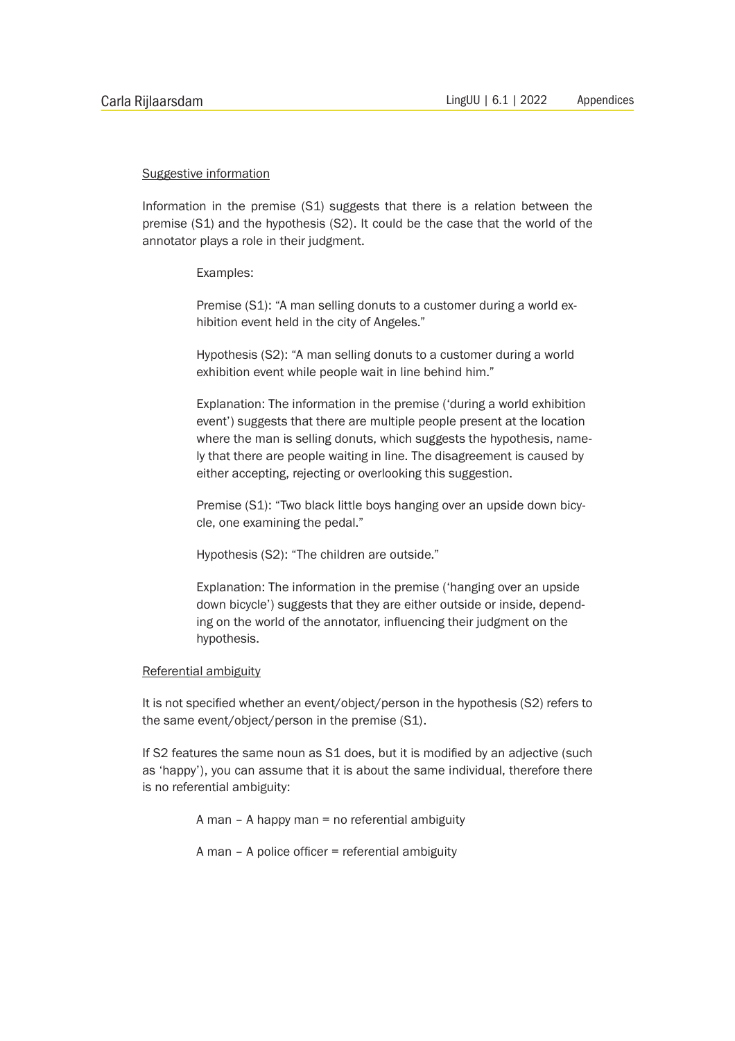<u>Suggestive information</u>

Information in the premise (S1) suggests that there is a relation between the premise (S1) and the hypothesis (S2). It could be the case that the world of the annotator plays a role in their judgment.

> Examples:
>
> Premise (S1): "A man selling donuts to a customer during a world exhibition event held in the city of Angeles."
>
> Hypothesis (S2): "A man selling donuts to a customer during a world exhibition event while people wait in line behind him."
>
> Explanation: The information in the premise ('during a world exhibition event') suggests that there are multiple people present at the location where the man is selling donuts, which suggests the hypothesis, namely that there are people waiting in line. The disagreement is caused by either accepting, rejecting or overlooking this suggestion.
>
> Premise (S1): "Two black little boys hanging over an upside down bicycle, one examining the pedal."
>
> Hypothesis (S2): "The children are outside."
>
> Explanation: The information in the premise ('hanging over an upside down bicycle') suggests that they are either outside or inside, depending on the world of the annotator, influencing their judgment on the hypothesis.

<u>Referential ambiguity</u>

It is not specified whether an event/object/person in the hypothesis (S2) refers to the same event/object/person in the premise (S1).

If S2 features the same noun as S1 does, but it is modified by an adjective (such as 'happy'), you can assume that it is about the same individual, therefore there is no referential ambiguity:

> A man – A happy man = no referential ambiguity
>
> A man – A police officer = referential ambiguity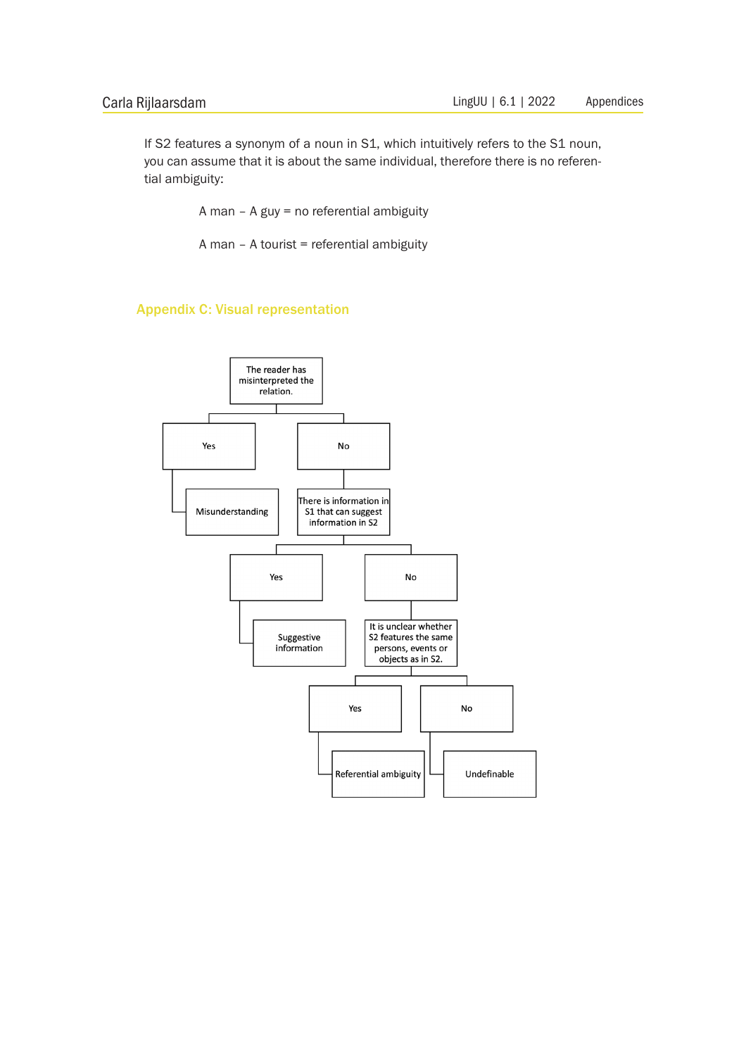If S2 features a synonym of a noun in S1, which intuitively refers to the S1 noun, you can assume that it is about the same individual, therefore there is no referential ambiguity:

A man – A guy = no referential ambiguity

A man – A tourist = referential ambiguity

## Appendix C: Visual representation

The reader has misinterpreted the relation.

Yes

No

Misunderstanding

There is information in S1 that can suggest information in S2

Yes

No

Suggestive information

It is unclear whether S2 features the same persons, events or objects as in S2.

Yes

No

Referential ambiguity

Undefinable